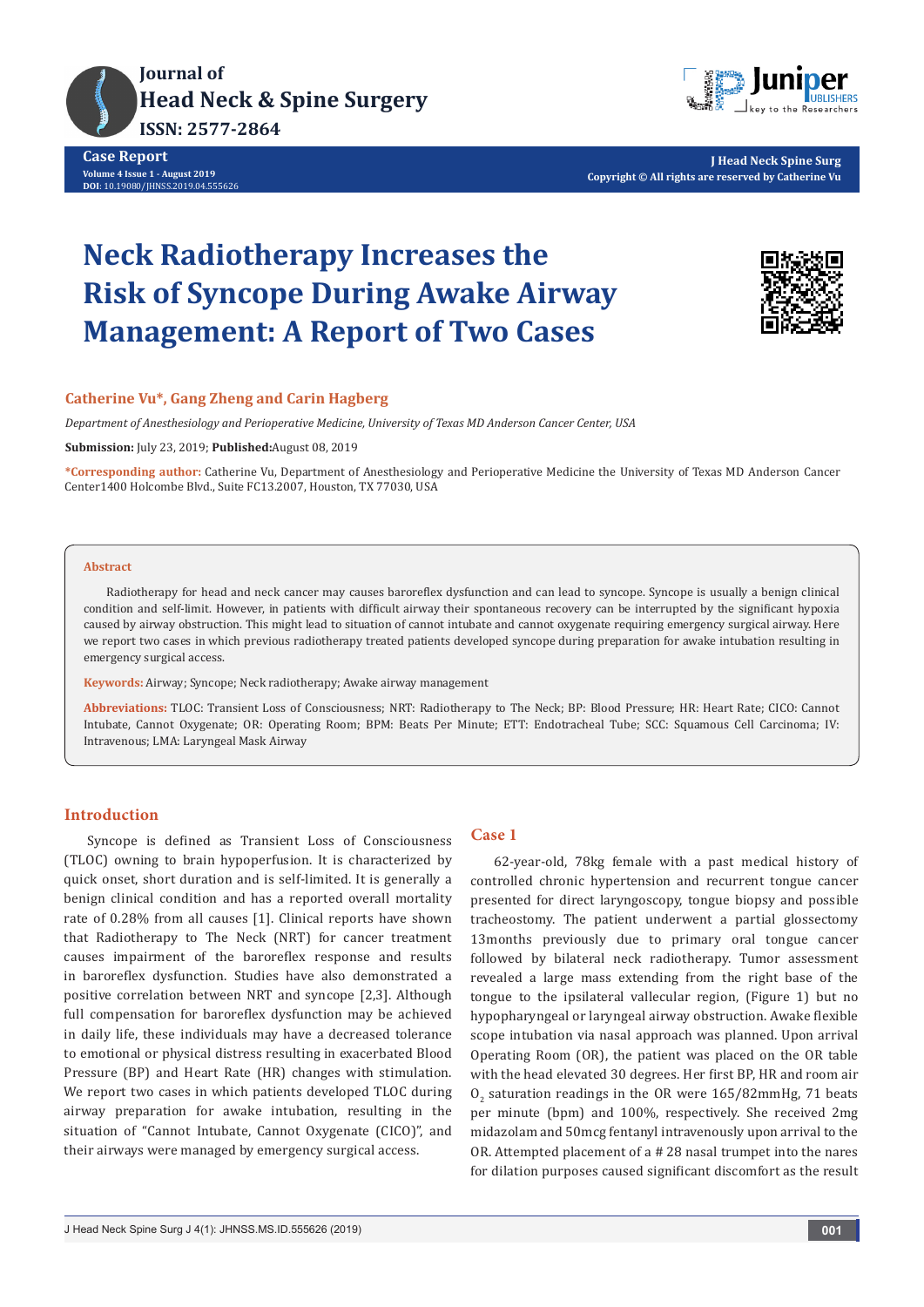Case Report

# Neck Radiotherapy Increases the Risk of Syncope During Awake Airway Management: A Report of Two Cases

**Catherine Vu*, Gang Zheng and Carin Hagberg**

*Department of Anesthesiology and Perioperative Medicine, University of Texas MD Anderson Cancer Center, USA*

**Submission:** July 23, 2019; **Published:** August 08, 2019

**\*Corresponding author:** Catherine Vu, Department of Anesthesiology and Perioperative Medicine the University of Texas MD Anderson Cancer Center1400 Holcombe Blvd., Suite FC13.2007, Houston, TX 77030, USA

## Abstract

Radiotherapy for head and neck cancer may causes baroreflex dysfunction and can lead to syncope. Syncope is usually a benign clinical condition and self-limit. However, in patients with difficult airway their spontaneous recovery can be interrupted by the significant hypoxia caused by airway obstruction. This might lead to situation of cannot intubate and cannot oxygenate requiring emergency surgical airway. Here we report two cases in which previous radiotherapy treated patients developed syncope during preparation for awake intubation resulting in emergency surgical access.

**Keywords:** Airway; Syncope; Neck radiotherapy; Awake airway management

**Abbreviations:** TLOC: Transient Loss of Consciousness; NRT: Radiotherapy to The Neck; BP: Blood Pressure; HR: Heart Rate; CICO: Cannot Intubate, Cannot Oxygenate; OR: Operating Room; BPM: Beats Per Minute; ETT: Endotracheal Tube; SCC: Squamous Cell Carcinoma; IV: Intravenous; LMA: Laryngeal Mask Airway

## Introduction

Syncope is defined as Transient Loss of Consciousness (TLOC) owning to brain hypoperfusion. It is characterized by quick onset, short duration and is self-limited. It is generally a benign clinical condition and has a reported overall mortality rate of 0.28% from all causes [1]. Clinical reports have shown that Radiotherapy to The Neck (NRT) for cancer treatment causes impairment of the baroreflex response and results in baroreflex dysfunction. Studies have also demonstrated a positive correlation between NRT and syncope [2,3]. Although full compensation for baroreflex dysfunction may be achieved in daily life, these individuals may have a decreased tolerance to emotional or physical distress resulting in exacerbated Blood Pressure (BP) and Heart Rate (HR) changes with stimulation. We report two cases in which patients developed TLOC during airway preparation for awake intubation, resulting in the situation of "Cannot Intubate, Cannot Oxygenate (CICO)", and their airways were managed by emergency surgical access.

## Case 1

62-year-old, 78kg female with a past medical history of controlled chronic hypertension and recurrent tongue cancer presented for direct laryngoscopy, tongue biopsy and possible tracheostomy. The patient underwent a partial glossectomy 13months previously due to primary oral tongue cancer followed by bilateral neck radiotherapy. Tumor assessment revealed a large mass extending from the right base of the tongue to the ipsilateral vallecular region, (Figure 1) but no hypopharyngeal or laryngeal airway obstruction. Awake flexible scope intubation via nasal approach was planned. Upon arrival Operating Room (OR), the patient was placed on the OR table with the head elevated 30 degrees. Her first BP, HR and room air $O_2$ saturation readings in the OR were 165/82mmHg, 71 beats per minute (bpm) and 100%, respectively. She received 2mg midazolam and 50mcg fentanyl intravenously upon arrival to the OR. Attempted placement of a # 28 nasal trumpet into the nares for dilation purposes caused significant discomfort as the result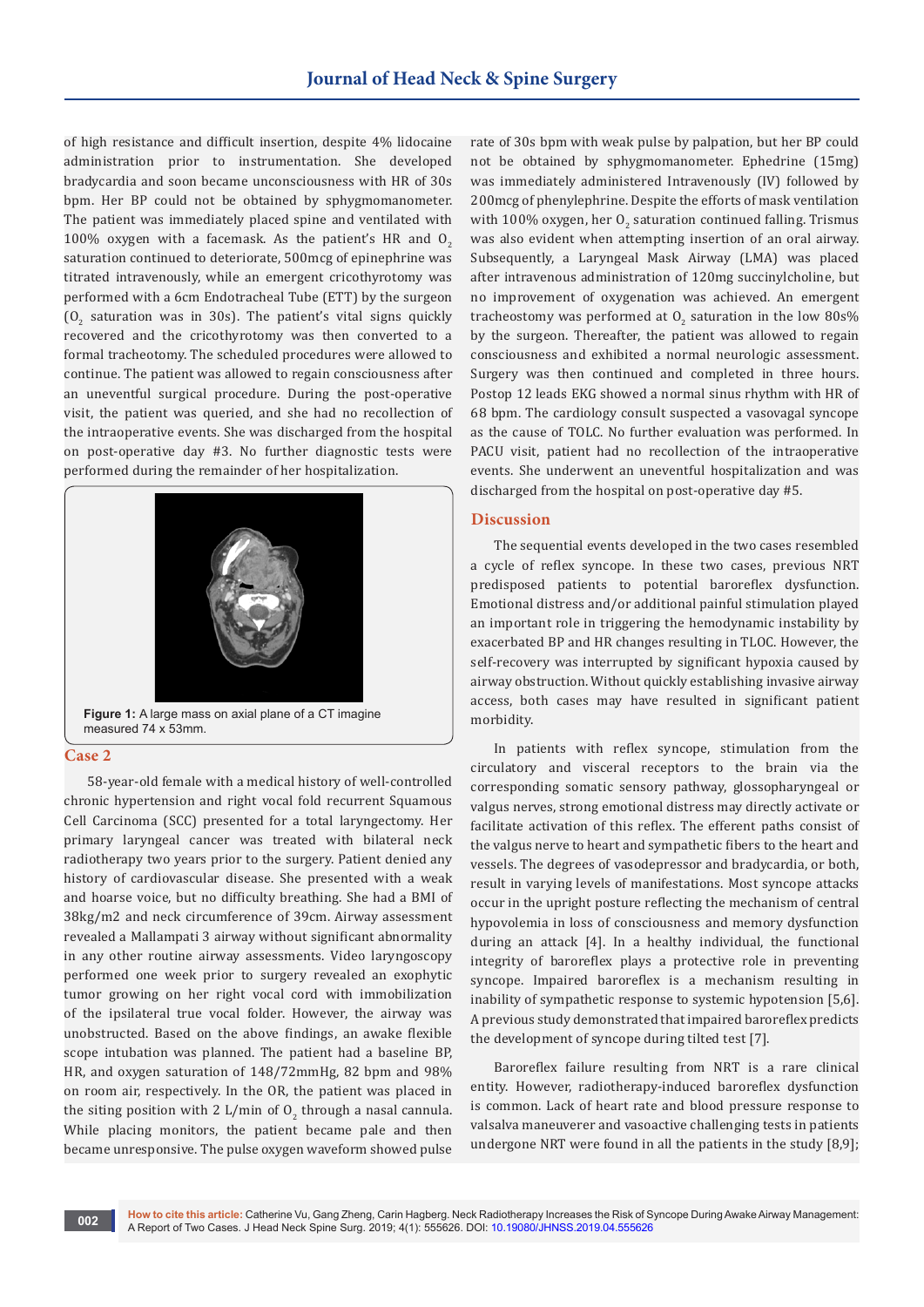of high resistance and difficult insertion, despite 4% lidocaine administration prior to instrumentation. She developed bradycardia and soon became unconsciousness with HR of 30s bpm. Her BP could not be obtained by sphygmomanometer. The patient was immediately placed spine and ventilated with 100% oxygen with a facemask. As the patient's HR and $O_2$ saturation continued to deteriorate, 500mcg of epinephrine was titrated intravenously, while an emergent cricothyrotomy was performed with a 6cm Endotracheal Tube (ETT) by the surgeon ($O_2$ saturation was in 30s). The patient's vital signs quickly recovered and the cricothyrotomy was then converted to a formal tracheotomy. The scheduled procedures were allowed to continue. The patient was allowed to regain consciousness after an uneventful surgical procedure. During the post-operative visit, the patient was queried, and she had no recollection of the intraoperative events. She was discharged from the hospital on post-operative day #3. No further diagnostic tests were performed during the remainder of her hospitalization.

**Figure 1:** A large mass on axial plane of a CT imagine measured 74 x 53mm.

## Case 2

58-year-old female with a medical history of well-controlled chronic hypertension and right vocal fold recurrent Squamous Cell Carcinoma (SCC) presented for a total laryngectomy. Her primary laryngeal cancer was treated with bilateral neck radiotherapy two years prior to the surgery. Patient denied any history of cardiovascular disease. She presented with a weak and hoarse voice, but no difficulty breathing. She had a BMI of 38kg/m2 and neck circumference of 39cm. Airway assessment revealed a Mallampati 3 airway without significant abnormality in any other routine airway assessments. Video laryngoscopy performed one week prior to surgery revealed an exophytic tumor growing on her right vocal cord with immobilization of the ipsilateral true vocal folder. However, the airway was unobstructed. Based on the above findings, an awake flexible scope intubation was planned. The patient had a baseline BP, HR, and oxygen saturation of 148/72mmHg, 82 bpm and 98% on room air, respectively. In the OR, the patient was placed in the siting position with 2 L/min of $O_2$ through a nasal cannula. While placing monitors, the patient became pale and then became unresponsive. The pulse oxygen waveform showed pulse rate of 30s bpm with weak pulse by palpation, but her BP could not be obtained by sphygmomanometer. Ephedrine (15mg) was immediately administered Intravenously (IV) followed by 200mcg of phenylephrine. Despite the efforts of mask ventilation with 100% oxygen, her $O_2$ saturation continued falling. Trismus was also evident when attempting insertion of an oral airway. Subsequently, a Laryngeal Mask Airway (LMA) was placed after intravenous administration of 120mg succinylcholine, but no improvement of oxygenation was achieved. An emergent tracheostomy was performed at $O_2$ saturation in the low 80s% by the surgeon. Thereafter, the patient was allowed to regain consciousness and exhibited a normal neurologic assessment. Surgery was then continued and completed in three hours. Postop 12 leads EKG showed a normal sinus rhythm with HR of 68 bpm. The cardiology consult suspected a vasovagal syncope as the cause of TOLC. No further evaluation was performed. In PACU visit, patient had no recollection of the intraoperative events. She underwent an uneventful hospitalization and was discharged from the hospital on post-operative day #5.

## Discussion

The sequential events developed in the two cases resembled a cycle of reflex syncope. In these two cases, previous NRT predisposed patients to potential baroreflex dysfunction. Emotional distress and/or additional painful stimulation played an important role in triggering the hemodynamic instability by exacerbated BP and HR changes resulting in TLOC. However, the self-recovery was interrupted by significant hypoxia caused by airway obstruction. Without quickly establishing invasive airway access, both cases may have resulted in significant patient morbidity.

In patients with reflex syncope, stimulation from the circulatory and visceral receptors to the brain via the corresponding somatic sensory pathway, glossopharyngeal or valgus nerves, strong emotional distress may directly activate or facilitate activation of this reflex. The efferent paths consist of the valgus nerve to heart and sympathetic fibers to the heart and vessels. The degrees of vasodepressor and bradycardia, or both, result in varying levels of manifestations. Most syncope attacks occur in the upright posture reflecting the mechanism of central hypovolemia in loss of consciousness and memory dysfunction during an attack [4]. In a healthy individual, the functional integrity of baroreflex plays a protective role in preventing syncope. Impaired baroreflex is a mechanism resulting in inability of sympathetic response to systemic hypotension [5,6]. A previous study demonstrated that impaired baroreflex predicts the development of syncope during tilted test [7].

Baroreflex failure resulting from NRT is a rare clinical entity. However, radiotherapy-induced baroreflex dysfunction is common. Lack of heart rate and blood pressure response to valsalva maneuverer and vasoactive challenging tests in patients undergone NRT were found in all the patients in the study [8,9];

**How to cite this article:** Catherine Vu, Gang Zheng, Carin Hagberg. Neck Radiotherapy Increases the Risk of Syncope During Awake Airway Management: A Report of Two Cases. J Head Neck Spine Surg. 2019; 4(1): 555626. DOI: 10.19080/JHNSS.2019.04.555626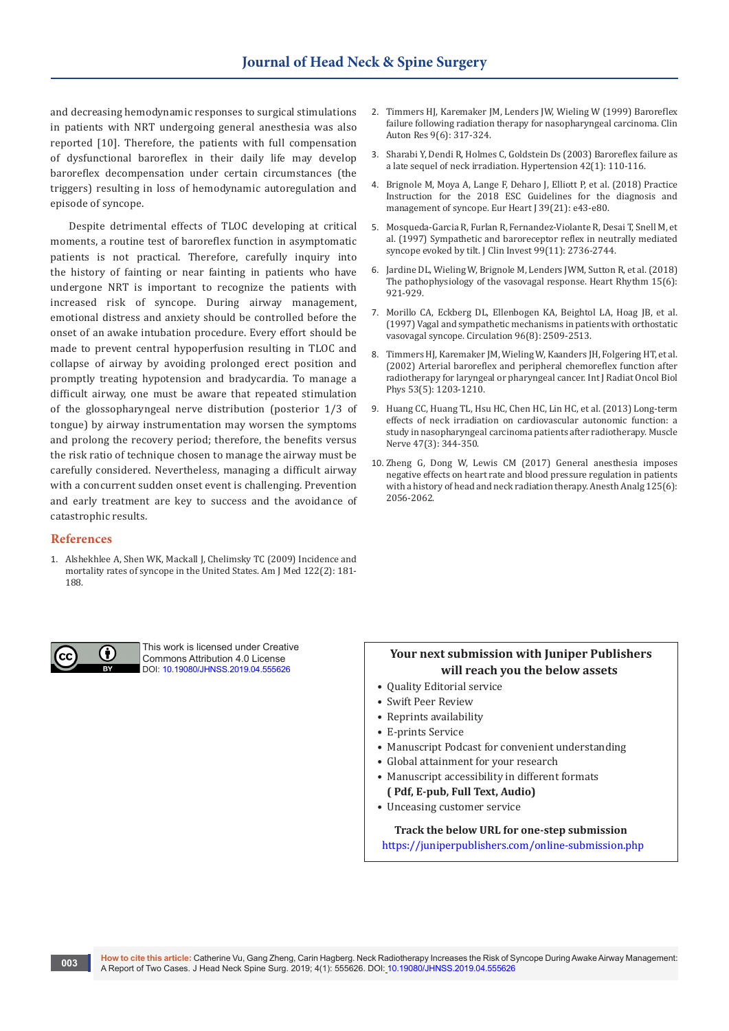and decreasing hemodynamic responses to surgical stimulations in patients with NRT undergoing general anesthesia was also reported [10]. Therefore, the patients with full compensation of dysfunctional baroreflex in their daily life may develop baroreflex decompensation under certain circumstances (the triggers) resulting in loss of hemodynamic autoregulation and episode of syncope.

Despite detrimental effects of TLOC developing at critical moments, a routine test of baroreflex function in asymptomatic patients is not practical. Therefore, carefully inquiry into the history of fainting or near fainting in patients who have undergone NRT is important to recognize the patients with increased risk of syncope. During airway management, emotional distress and anxiety should be controlled before the onset of an awake intubation procedure. Every effort should be made to prevent central hypoperfusion resulting in TLOC and collapse of airway by avoiding prolonged erect position and promptly treating hypotension and bradycardia. To manage a difficult airway, one must be aware that repeated stimulation of the glossopharyngeal nerve distribution (posterior 1/3 of tongue) by airway instrumentation may worsen the symptoms and prolong the recovery period; therefore, the benefits versus the risk ratio of technique chosen to manage the airway must be carefully considered. Nevertheless, managing a difficult airway with a concurrent sudden onset event is challenging. Prevention and early treatment are key to success and the avoidance of catastrophic results.

## References

1. Alshekhlee A, Shen WK, Mackall J, Chelimsky TC (2009) Incidence and mortality rates of syncope in the United States. Am J Med 122(2): 181-188.
2. Timmers HJ, Karemaker JM, Lenders JW, Wieling W (1999) Baroreflex failure following radiation therapy for nasopharyngeal carcinoma. Clin Auton Res 9(6): 317-324.
3. Sharabi Y, Dendi R, Holmes C, Goldstein Ds (2003) Baroreflex failure as a late sequel of neck irradiation. Hypertension 42(1): 110-116.
4. Brignole M, Moya A, Lange F, Deharo J, Elliott P, et al. (2018) Practice Instruction for the 2018 ESC Guidelines for the diagnosis and management of syncope. Eur Heart J 39(21): e43-e80.
5. Mosqueda-Garcia R, Furlan R, Fernandez-Violante R, Desai T, Snell M, et al. (1997) Sympathetic and baroreceptor reflex in neutrally mediated syncope evoked by tilt. J Clin Invest 99(11): 2736-2744.
6. Jardine DL, Wieling W, Brignole M, Lenders JWM, Sutton R, et al. (2018) The pathophysiology of the vasovagal response. Heart Rhythm 15(6): 921-929.
7. Morillo CA, Eckberg DL, Ellenbogen KA, Beightol LA, Hoag JB, et al. (1997) Vagal and sympathetic mechanisms in patients with orthostatic vasovagal syncope. Circulation 96(8): 2509-2513.
8. Timmers HJ, Karemaker JM, Wieling W, Kaanders JH, Folgering HT, et al. (2002) Arterial baroreflex and peripheral chemoreflex function after radiotherapy for laryngeal or pharyngeal cancer. Int J Radiat Oncol Biol Phys 53(5): 1203-1210.
9. Huang CC, Huang TL, Hsu HC, Chen HC, Lin HC, et al. (2013) Long-term effects of neck irradiation on cardiovascular autonomic function: a study in nasopharyngeal carcinoma patients after radiotherapy. Muscle Nerve 47(3): 344-350.
10. Zheng G, Dong W, Lewis CM (2017) General anesthesia imposes negative effects on heart rate and blood pressure regulation in patients with a history of head and neck radiation therapy. Anesth Analg 125(6): 2056-2062.

This work is licensed under Creative Commons Attribution 4.0 License
DOI: 10.19080/JHNSS.2019.04.555626

**Your next submission with Juniper Publishers will reach you the below assets**

- Quality Editorial service
- Swift Peer Review
- Reprints availability
- E-prints Service
- Manuscript Podcast for convenient understanding
- Global attainment for your research
- Manuscript accessibility in different formats
  **( Pdf, E-pub, Full Text, Audio)**
- Unceasing customer service

**Track the below URL for one-step submission**
https://juniperpublishers.com/online-submission.php

**How to cite this article:** Catherine Vu, Gang Zheng, Carin Hagberg. Neck Radiotherapy Increases the Risk of Syncope During Awake Airway Management: A Report of Two Cases. J Head Neck Spine Surg. 2019; 4(1): 555626. DOI: 10.19080/JHNSS.2019.04.555626